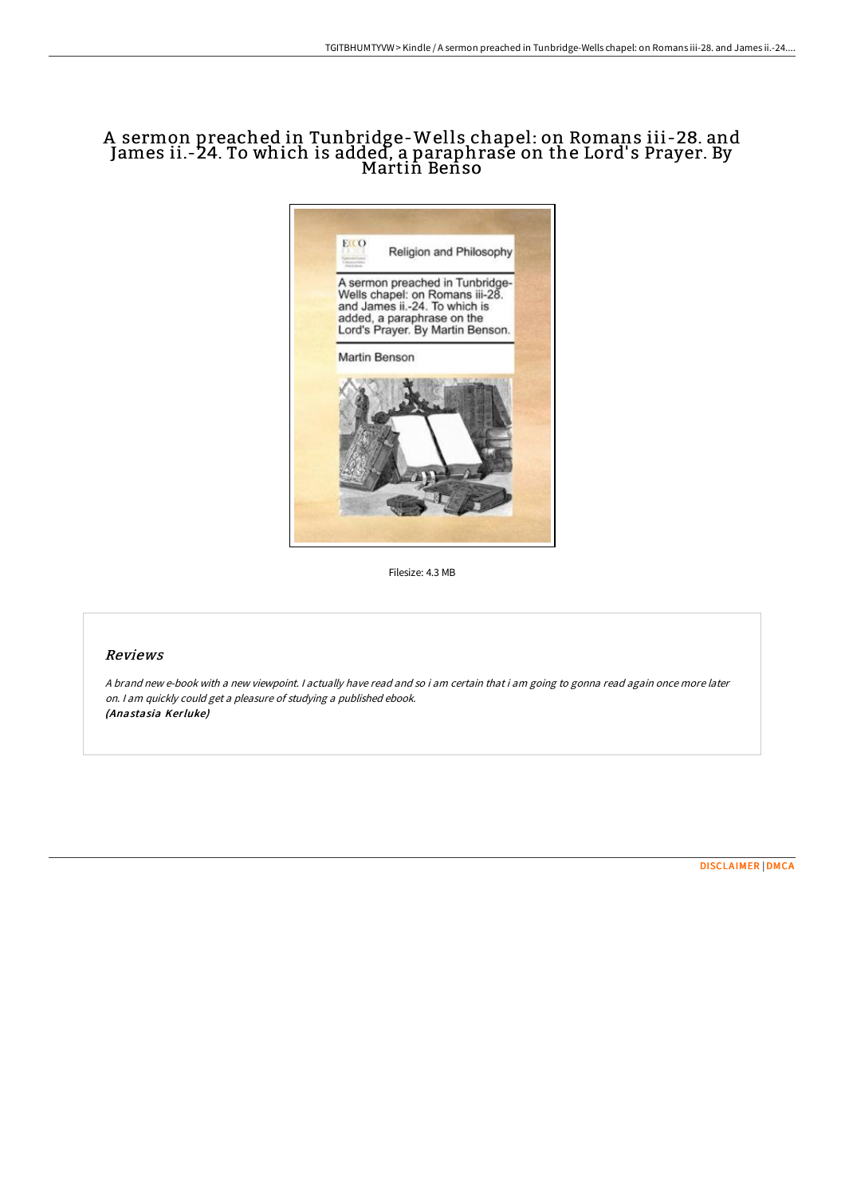# A sermon preached in Tunbridge-Wells chapel: on Romans iii-28. and James ii.-24. To which is added, a paraphrase on the Lord's Prayer. By Martin Benso

Filesize: 4.3 MB

## Reviews

*A brand new e-book with a new viewpoint. I actually have read and so i am certain that i am going to gonna read again once more later on. I am quickly could get a pleasure of studying a published ebook.*
***(Anastasia Kerluke)***

[DISCLAIMER](#) | [DMCA](#)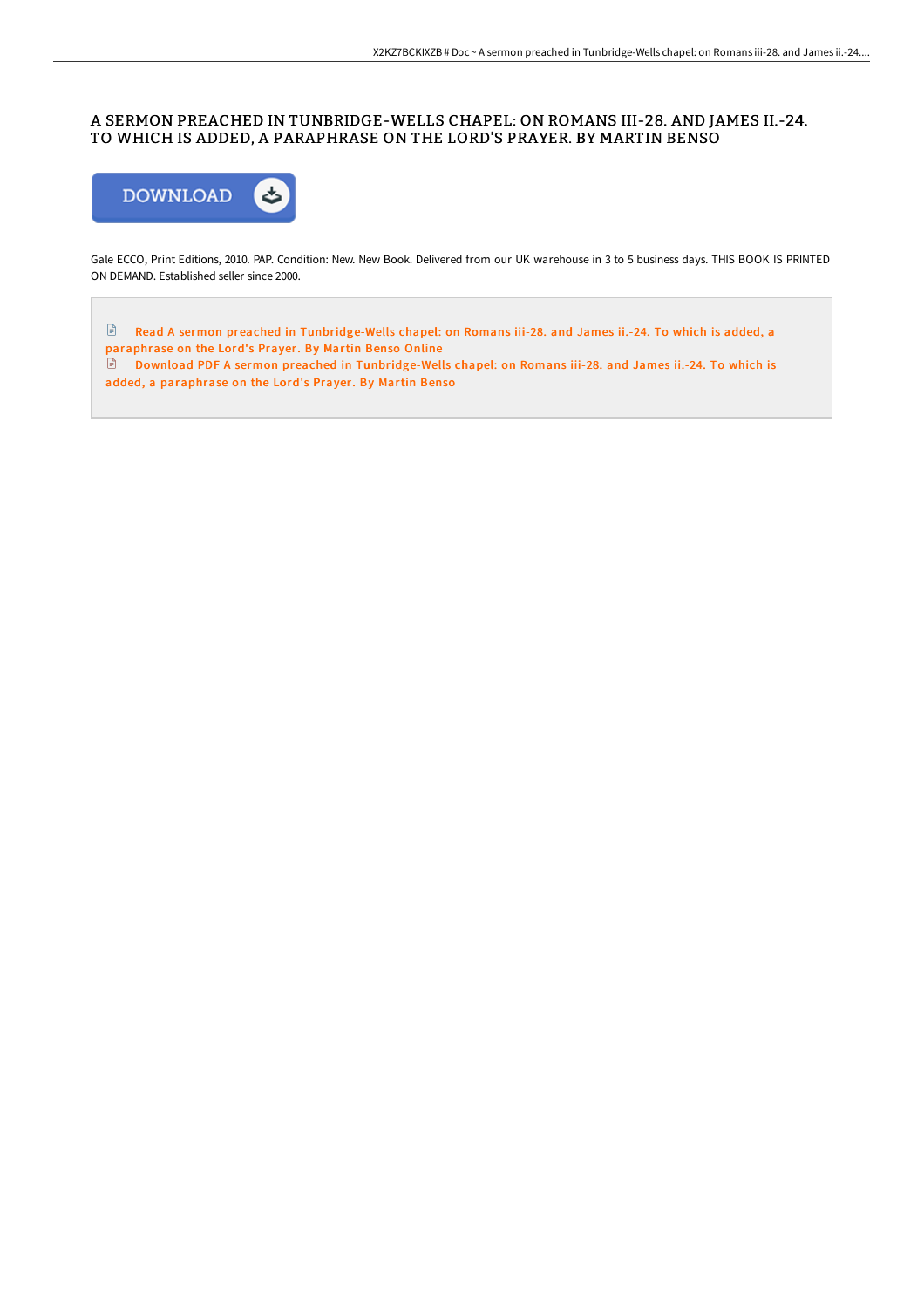# A SERMON PREACHED IN TUNBRIDGE-WELLS CHAPEL: ON ROMANS III-28. AND JAMES II.-24. TO WHICH IS ADDED, A PARAPHRASE ON THE LORD'S PRAYER. BY MARTIN BENSO

DOWNLOAD

Gale ECCO, Print Editions, 2010. PAP. Condition: New. New Book. Delivered from our UK warehouse in 3 to 5 business days. THIS BOOK IS PRINTED ON DEMAND. Established seller since 2000.

Read A sermon preached in Tunbridge-Wells chapel: on Romans iii-28. and James ii.-24. To which is added, a paraphrase on the Lord's Prayer. By Martin Benso Online

Download PDF A sermon preached in Tunbridge-Wells chapel: on Romans iii-28. and James ii.-24. To which is added, a paraphrase on the Lord's Prayer. By Martin Benso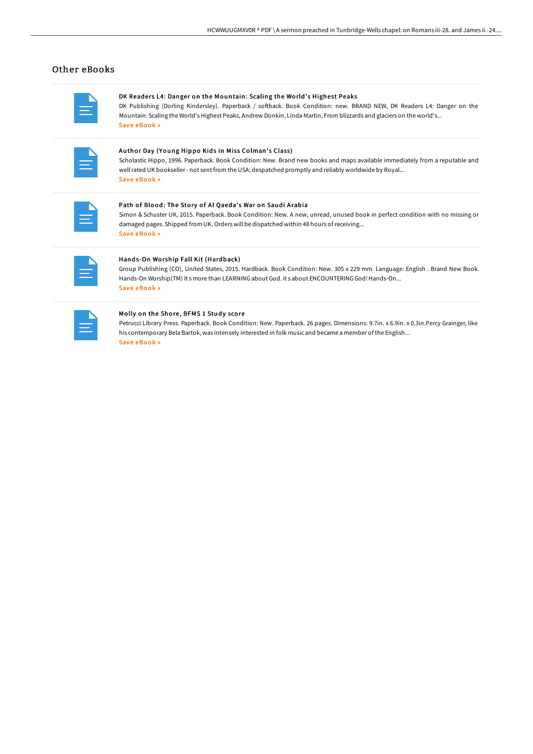## Other eBooks

### DK Readers L4: Danger on the Mountain: Scaling the World's Highest Peaks

DK Publishing (Dorling Kindersley). Paperback / softback. Book Condition: new. BRAND NEW, DK Readers L4: Danger on the Mountain: Scaling the World's Highest Peaks, Andrew Donkin, Linda Martin, From blizzards and glaciers on the world's...
Save eBook »

### Author Day (Young Hippo Kids in Miss Colman's Class)

Scholastic Hippo, 1996. Paperback. Book Condition: New. Brand new books and maps available immediately from a reputable and well rated UK bookseller - not sent from the USA; despatched promptly and reliably worldwide by Royal...
Save eBook »

### Path of Blood: The Story of Al Qaeda's War on Saudi Arabia

Simon & Schuster UK, 2015. Paperback. Book Condition: New. A new, unread, unused book in perfect condition with no missing or damaged pages. Shipped from UK. Orders will be dispatched within 48 hours of receiving...
Save eBook »

### Hands-On Worship Fall Kit (Hardback)

Group Publishing (CO), United States, 2015. Hardback. Book Condition: New. 305 x 229 mm. Language: English . Brand New Book. Hands-On Worship(TM) It s more than LEARNING about God. it s about ENCOUNTERING God! Hands-On...
Save eBook »

### Molly on the Shore, BFMS 1 Study score

Petrucci Library Press. Paperback. Book Condition: New. Paperback. 26 pages. Dimensions: 9.7in. x 6.9in. x 0.3in.Percy Grainger, like his contemporary Bela Bartok, was intensely interested in folk music and became a member of the English...
Save eBook »